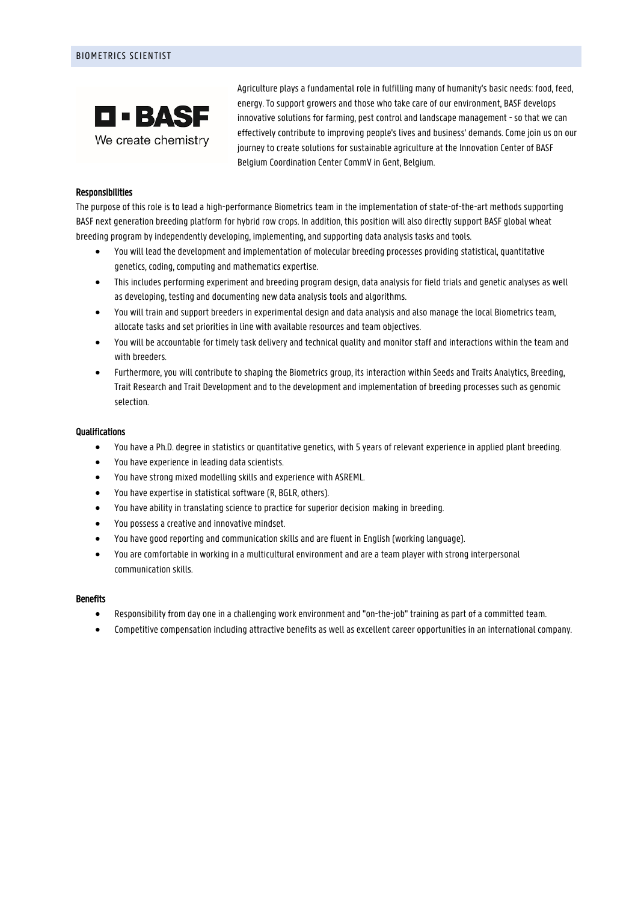## BIOMETRICS SCIENTIST

BASF
We create chemistry

Agriculture plays a fundamental role in fulfilling many of humanity's basic needs: food, feed, energy. To support growers and those who take care of our environment, BASF develops innovative solutions for farming, pest control and landscape management - so that we can effectively contribute to improving people's lives and business' demands. Come join us on our journey to create solutions for sustainable agriculture at the Innovation Center of BASF Belgium Coordination Center CommV in Gent, Belgium.

### Responsibilities

The purpose of this role is to lead a high-performance Biometrics team in the implementation of state-of-the-art methods supporting BASF next generation breeding platform for hybrid row crops. In addition, this position will also directly support BASF global wheat breeding program by independently developing, implementing, and supporting data analysis tasks and tools.

- You will lead the development and implementation of molecular breeding processes providing statistical, quantitative genetics, coding, computing and mathematics expertise.
- This includes performing experiment and breeding program design, data analysis for field trials and genetic analyses as well as developing, testing and documenting new data analysis tools and algorithms.
- You will train and support breeders in experimental design and data analysis and also manage the local Biometrics team, allocate tasks and set priorities in line with available resources and team objectives.
- You will be accountable for timely task delivery and technical quality and monitor staff and interactions within the team and with breeders.
- Furthermore, you will contribute to shaping the Biometrics group, its interaction within Seeds and Traits Analytics, Breeding, Trait Research and Trait Development and to the development and implementation of breeding processes such as genomic selection.

### Qualifications

- You have a Ph.D. degree in statistics or quantitative genetics, with 5 years of relevant experience in applied plant breeding.
- You have experience in leading data scientists.
- You have strong mixed modelling skills and experience with ASREML.
- You have expertise in statistical software (R, BGLR, others).
- You have ability in translating science to practice for superior decision making in breeding.
- You possess a creative and innovative mindset.
- You have good reporting and communication skills and are fluent in English (working language).
- You are comfortable in working in a multicultural environment and are a team player with strong interpersonal communication skills.

### Benefits

- Responsibility from day one in a challenging work environment and "on-the-job" training as part of a committed team.
- Competitive compensation including attractive benefits as well as excellent career opportunities in an international company.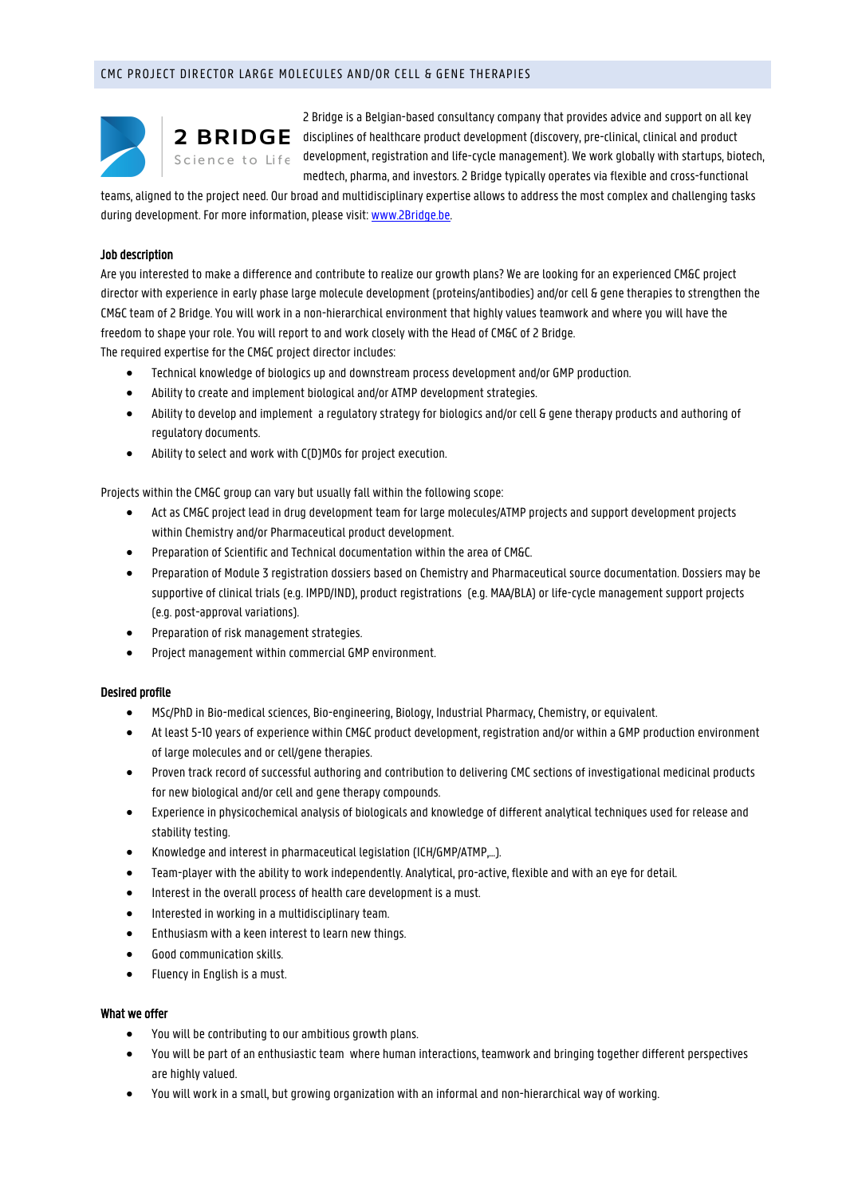## CMC PROJECT DIRECTOR LARGE MOLECULES AND/OR CELL & GENE THERAPIES

2 BRIDGE
Science to Life

2 Bridge is a Belgian-based consultancy company that provides advice and support on all key disciplines of healthcare product development (discovery, pre-clinical, clinical and product development, registration and life-cycle management). We work globally with startups, biotech, medtech, pharma, and investors. 2 Bridge typically operates via flexible and cross-functional teams, aligned to the project need. Our broad and multidisciplinary expertise allows to address the most complex and challenging tasks during development. For more information, please visit: [www.2Bridge.be](http://www.2Bridge.be).

### Job description

Are you interested to make a difference and contribute to realize our growth plans? We are looking for an experienced CM&C project director with experience in early phase large molecule development (proteins/antibodies) and/or cell & gene therapies to strengthen the CM&C team of 2 Bridge. You will work in a non-hierarchical environment that highly values teamwork and where you will have the freedom to shape your role. You will report to and work closely with the Head of CM&C of 2 Bridge.

The required expertise for the CM&C project director includes:

- Technical knowledge of biologics up and downstream process development and/or GMP production.
- Ability to create and implement biological and/or ATMP development strategies.
- Ability to develop and implement a regulatory strategy for biologics and/or cell & gene therapy products and authoring of regulatory documents.
- Ability to select and work with C(D)MOs for project execution.

Projects within the CM&C group can vary but usually fall within the following scope:

- Act as CM&C project lead in drug development team for large molecules/ATMP projects and support development projects within Chemistry and/or Pharmaceutical product development.
- Preparation of Scientific and Technical documentation within the area of CM&C.
- Preparation of Module 3 registration dossiers based on Chemistry and Pharmaceutical source documentation. Dossiers may be supportive of clinical trials (e.g. IMPD/IND), product registrations (e.g. MAA/BLA) or life-cycle management support projects (e.g. post-approval variations).
- Preparation of risk management strategies.
- Project management within commercial GMP environment.

### Desired profile

- MSc/PhD in Bio-medical sciences, Bio-engineering, Biology, Industrial Pharmacy, Chemistry, or equivalent.
- At least 5-10 years of experience within CM&C product development, registration and/or within a GMP production environment of large molecules and or cell/gene therapies.
- Proven track record of successful authoring and contribution to delivering CMC sections of investigational medicinal products for new biological and/or cell and gene therapy compounds.
- Experience in physicochemical analysis of biologicals and knowledge of different analytical techniques used for release and stability testing.
- Knowledge and interest in pharmaceutical legislation (ICH/GMP/ATMP,...).
- Team-player with the ability to work independently. Analytical, pro-active, flexible and with an eye for detail.
- Interest in the overall process of health care development is a must.
- Interested in working in a multidisciplinary team.
- Enthusiasm with a keen interest to learn new things.
- Good communication skills.
- Fluency in English is a must.

### What we offer

- You will be contributing to our ambitious growth plans.
- You will be part of an enthusiastic team where human interactions, teamwork and bringing together different perspectives are highly valued.
- You will work in a small, but growing organization with an informal and non-hierarchical way of working.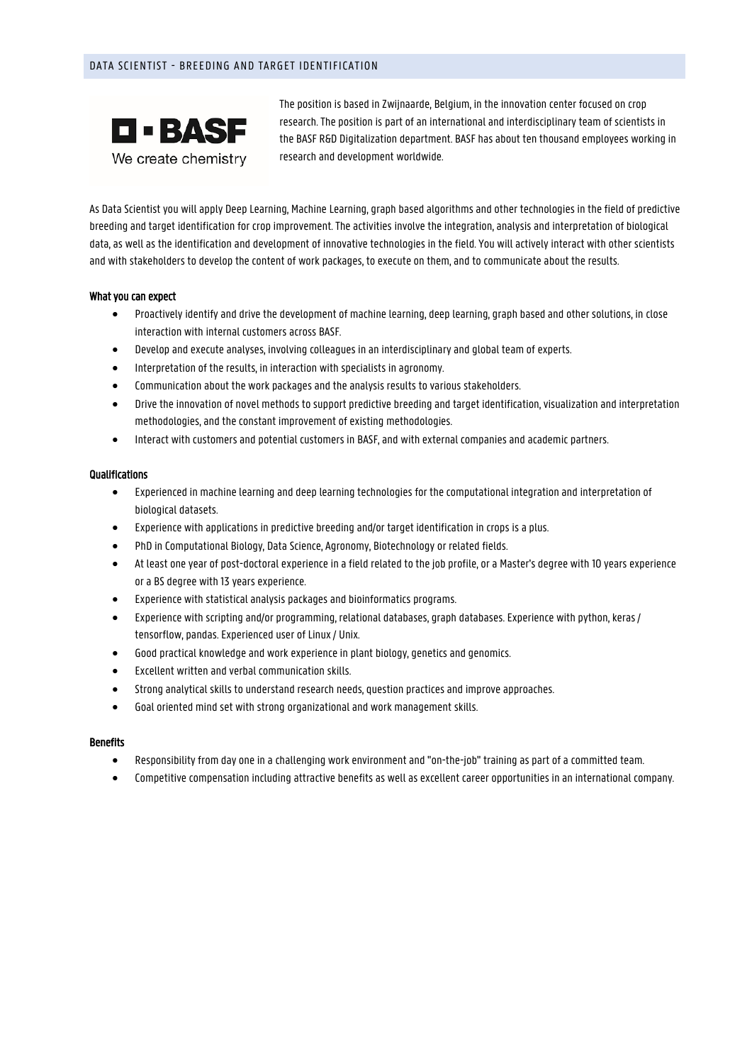## DATA SCIENTIST - BREEDING AND TARGET IDENTIFICATION

BASF
We create chemistry

The position is based in Zwijnaarde, Belgium, in the innovation center focused on crop research. The position is part of an international and interdisciplinary team of scientists in the BASF R&D Digitalization department. BASF has about ten thousand employees working in research and development worldwide.

As Data Scientist you will apply Deep Learning, Machine Learning, graph based algorithms and other technologies in the field of predictive breeding and target identification for crop improvement. The activities involve the integration, analysis and interpretation of biological data, as well as the identification and development of innovative technologies in the field. You will actively interact with other scientists and with stakeholders to develop the content of work packages, to execute on them, and to communicate about the results.

### What you can expect

- Proactively identify and drive the development of machine learning, deep learning, graph based and other solutions, in close interaction with internal customers across BASF.
- Develop and execute analyses, involving colleagues in an interdisciplinary and global team of experts.
- Interpretation of the results, in interaction with specialists in agronomy.
- Communication about the work packages and the analysis results to various stakeholders.
- Drive the innovation of novel methods to support predictive breeding and target identification, visualization and interpretation methodologies, and the constant improvement of existing methodologies.
- Interact with customers and potential customers in BASF, and with external companies and academic partners.

### Qualifications

- Experienced in machine learning and deep learning technologies for the computational integration and interpretation of biological datasets.
- Experience with applications in predictive breeding and/or target identification in crops is a plus.
- PhD in Computational Biology, Data Science, Agronomy, Biotechnology or related fields.
- At least one year of post-doctoral experience in a field related to the job profile, or a Master's degree with 10 years experience or a BS degree with 13 years experience.
- Experience with statistical analysis packages and bioinformatics programs.
- Experience with scripting and/or programming, relational databases, graph databases. Experience with python, keras / tensorflow, pandas. Experienced user of Linux / Unix.
- Good practical knowledge and work experience in plant biology, genetics and genomics.
- Excellent written and verbal communication skills.
- Strong analytical skills to understand research needs, question practices and improve approaches.
- Goal oriented mind set with strong organizational and work management skills.

### Benefits

- Responsibility from day one in a challenging work environment and "on-the-job" training as part of a committed team.
- Competitive compensation including attractive benefits as well as excellent career opportunities in an international company.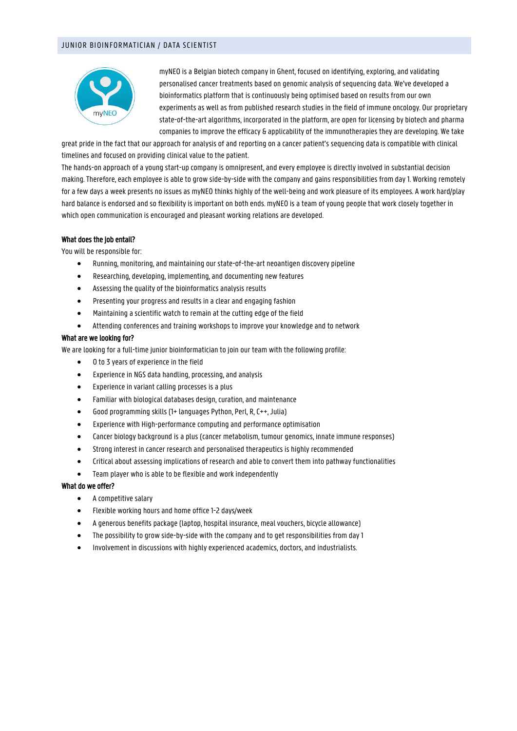## JUNIOR BIOINFORMATICIAN / DATA SCIENTIST

myNEO is a Belgian biotech company in Ghent, focused on identifying, exploring, and validating personalised cancer treatments based on genomic analysis of sequencing data. We've developed a bioinformatics platform that is continuously being optimised based on results from our own experiments as well as from published research studies in the field of immune oncology. Our proprietary state-of-the-art algorithms, incorporated in the platform, are open for licensing by biotech and pharma companies to improve the efficacy & applicability of the immunotherapies they are developing. We take great pride in the fact that our approach for analysis of and reporting on a cancer patient's sequencing data is compatible with clinical timelines and focused on providing clinical value to the patient.

The hands-on approach of a young start-up company is omnipresent, and every employee is directly involved in substantial decision making. Therefore, each employee is able to grow side-by-side with the company and gains responsibilities from day 1. Working remotely for a few days a week presents no issues as myNEO thinks highly of the well-being and work pleasure of its employees. A work hard/play hard balance is endorsed and so flexibility is important on both ends. myNEO is a team of young people that work closely together in which open communication is encouraged and pleasant working relations are developed.

**What does the job entail?**

You will be responsible for:

- Running, monitoring, and maintaining our state-of-the-art neoantigen discovery pipeline
- Researching, developing, implementing, and documenting new features
- Assessing the quality of the bioinformatics analysis results
- Presenting your progress and results in a clear and engaging fashion
- Maintaining a scientific watch to remain at the cutting edge of the field
- Attending conferences and training workshops to improve your knowledge and to network

**What are we looking for?**

We are looking for a full-time junior bioinformatician to join our team with the following profile:

- 0 to 3 years of experience in the field
- Experience in NGS data handling, processing, and analysis
- Experience in variant calling processes is a plus
- Familiar with biological databases design, curation, and maintenance
- Good programming skills (1+ languages Python, Perl, R, C++, Julia)
- Experience with High-performance computing and performance optimisation
- Cancer biology background is a plus (cancer metabolism, tumour genomics, innate immune responses)
- Strong interest in cancer research and personalised therapeutics is highly recommended
- Critical about assessing implications of research and able to convert them into pathway functionalities
- Team player who is able to be flexible and work independently

**What do we offer?**

- A competitive salary
- Flexible working hours and home office 1-2 days/week
- A generous benefits package (laptop, hospital insurance, meal vouchers, bicycle allowance)
- The possibility to grow side-by-side with the company and to get responsibilities from day 1
- Involvement in discussions with highly experienced academics, doctors, and industrialists.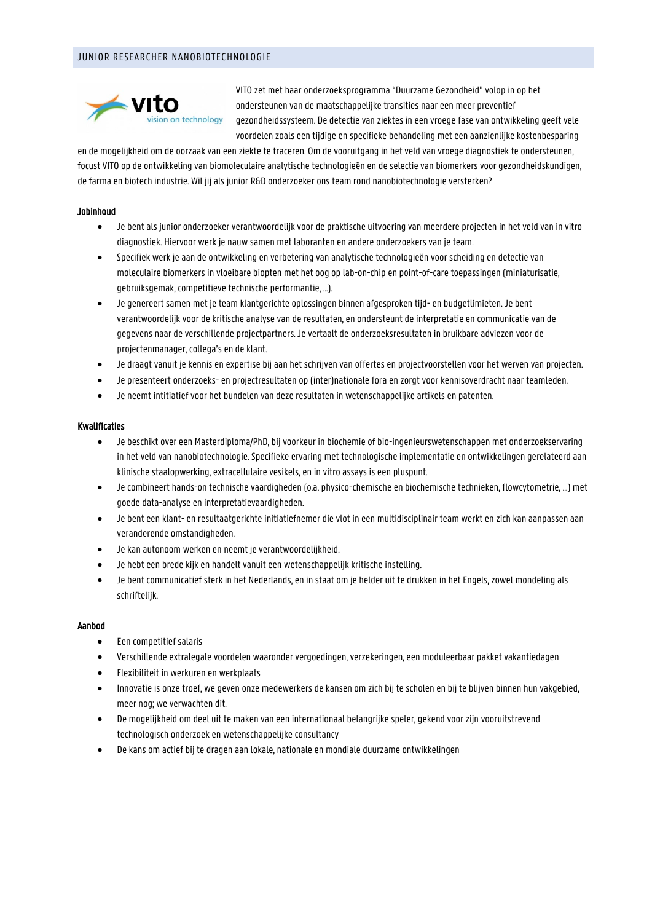## JUNIOR RESEARCHER NANOBIOTECHNOLOGIE

VITO zet met haar onderzoeksprogramma "Duurzame Gezondheid" volop in op het ondersteunen van de maatschappelijke transities naar een meer preventief gezondheidssysteem. De detectie van ziektes in een vroege fase van ontwikkeling geeft vele voordelen zoals een tijdige en specifieke behandeling met een aanzienlijke kostenbesparing en de mogelijkheid om de oorzaak van een ziekte te traceren. Om de vooruitgang in het veld van vroege diagnostiek te ondersteunen, focust VITO op de ontwikkeling van biomoleculaire analytische technologieën en de selectie van biomerkers voor gezondheidskundigen, de farma en biotech industrie. Wil jij als junior R&D onderzoeker ons team rond nanobiotechnologie versterken?

**Jobinhoud**

- Je bent als junior onderzoeker verantwoordelijk voor de praktische uitvoering van meerdere projecten in het veld van in vitro diagnostiek. Hiervoor werk je nauw samen met laboranten en andere onderzoekers van je team.
- Specifiek werk je aan de ontwikkeling en verbetering van analytische technologieën voor scheiding en detectie van moleculaire biomerkers in vloeibare biopten met het oog op lab-on-chip en point-of-care toepassingen (miniaturisatie, gebruiksgemak, competitieve technische performantie, …).
- Je genereert samen met je team klantgerichte oplossingen binnen afgesproken tijd- en budgetlimieten. Je bent verantwoordelijk voor de kritische analyse van de resultaten, en ondersteunt de interpretatie en communicatie van de gegevens naar de verschillende projectpartners. Je vertaalt de onderzoeksresultaten in bruikbare adviezen voor de projectenmanager, collega's en de klant.
- Je draagt vanuit je kennis en expertise bij aan het schrijven van offertes en projectvoorstellen voor het werven van projecten.
- Je presenteert onderzoeks- en projectresultaten op (inter)nationale fora en zorgt voor kennisoverdracht naar teamleden.
- Je neemt intitiatief voor het bundelen van deze resultaten in wetenschappelijke artikels en patenten.

**Kwalificaties**

- Je beschikt over een Masterdiploma/PhD, bij voorkeur in biochemie of bio-ingenieurswetenschappen met onderzoekservaring in het veld van nanobiotechnologie. Specifieke ervaring met technologische implementatie en ontwikkelingen gerelateerd aan klinische staalopwerking, extracellulaire vesikels, en in vitro assays is een pluspunt.
- Je combineert hands-on technische vaardigheden (o.a. physico-chemische en biochemische technieken, flowcytometrie, …) met goede data-analyse en interpretatievaardigheden.
- Je bent een klant- en resultaatgerichte initiatiefnemer die vlot in een multidisciplinair team werkt en zich kan aanpassen aan veranderende omstandigheden.
- Je kan autonoom werken en neemt je verantwoordelijkheid.
- Je hebt een brede kijk en handelt vanuit een wetenschappelijk kritische instelling.
- Je bent communicatief sterk in het Nederlands, en in staat om je helder uit te drukken in het Engels, zowel mondeling als schriftelijk.

**Aanbod**

- Een competitief salaris
- Verschillende extralegale voordelen waaronder vergoedingen, verzekeringen, een moduleerbaar pakket vakantiedagen
- Flexibiliteit in werkuren en werkplaats
- Innovatie is onze troef, we geven onze medewerkers de kansen om zich bij te scholen en bij te blijven binnen hun vakgebied, meer nog; we verwachten dit.
- De mogelijkheid om deel uit te maken van een internationaal belangrijke speler, gekend voor zijn vooruitstrevend technologisch onderzoek en wetenschappelijke consultancy
- De kans om actief bij te dragen aan lokale, nationale en mondiale duurzame ontwikkelingen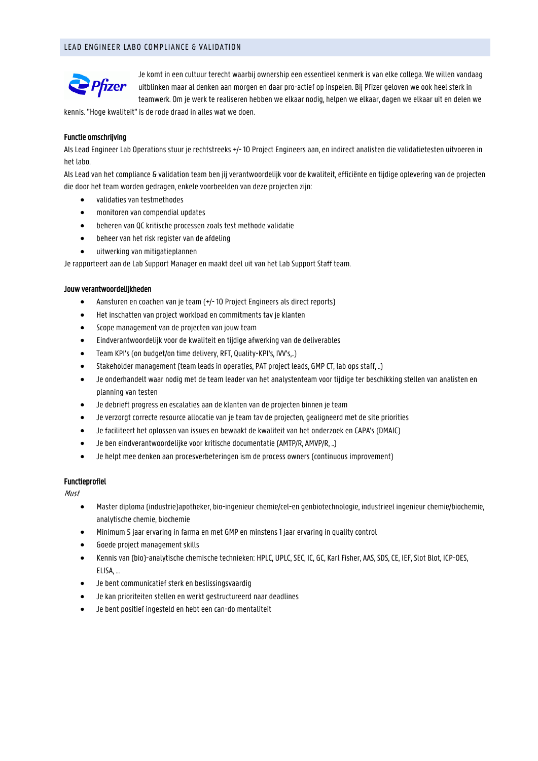## LEAD ENGINEER LABO COMPLIANCE & VALIDATION

Je komt in een cultuur terecht waarbij ownership een essentieel kenmerk is van elke collega. We willen vandaag uitblinken maar al denken aan morgen en daar pro-actief op inspelen. Bij Pfizer geloven we ook heel sterk in teamwerk. Om je werk te realiseren hebben we elkaar nodig, helpen we elkaar, dagen we elkaar uit en delen we kennis. "Hoge kwaliteit" is de rode draad in alles wat we doen.

**Functie omschrijving**

Als Lead Engineer Lab Operations stuur je rechtstreeks +/- 10 Project Engineers aan, en indirect analisten die validatietesten uitvoeren in het labo.

Als Lead van het compliance & validation team ben jij verantwoordelijk voor de kwaliteit, efficiënte en tijdige oplevering van de projecten die door het team worden gedragen, enkele voorbeelden van deze projecten zijn:

- validaties van testmethodes
- monitoren van compendial updates
- beheren van QC kritische processen zoals test methode validatie
- beheer van het risk register van de afdeling
- uitwerking van mitigatieplannen

Je rapporteert aan de Lab Support Manager en maakt deel uit van het Lab Support Staff team.

**Jouw verantwoordelijkheden**

- Aansturen en coachen van je team (+/- 10 Project Engineers als direct reports)
- Het inschatten van project workload en commitments tav je klanten
- Scope management van de projecten van jouw team
- Eindverantwoordelijk voor de kwaliteit en tijdige afwerking van de deliverables
- Team KPI's (on budget/on time delivery, RFT, Quality-KPI's, IVV's,..)
- Stakeholder management (team leads in operaties, PAT project leads, GMP CT, lab ops staff, ..)
- Je onderhandelt waar nodig met de team leader van het analystenteam voor tijdige ter beschikking stellen van analisten en planning van testen
- Je debrieft progress en escalaties aan de klanten van de projecten binnen je team
- Je verzorgt correcte resource allocatie van je team tav de projecten, gealigneerd met de site priorities
- Je faciliteert het oplossen van issues en bewaakt de kwaliteit van het onderzoek en CAPA's (DMAIC)
- Je ben eindverantwoordelijke voor kritische documentatie (AMTP/R, AMVP/R, ..)
- Je helpt mee denken aan procesverbeteringen ism de process owners (continuous improvement)

**Functieprofiel**

*Must*

- Master diploma (industrie)apotheker, bio-ingenieur chemie/cel-en genbiotechnologie, industrieel ingenieur chemie/biochemie, analytische chemie, biochemie
- Minimum 5 jaar ervaring in farma en met GMP en minstens 1 jaar ervaring in quality control
- Goede project management skills
- Kennis van (bio)-analytische chemische technieken: HPLC, UPLC, SEC, IC, GC, Karl Fisher, AAS, SDS, CE, IEF, Slot Blot, ICP-OES, ELISA, …
- Je bent communicatief sterk en beslissingsvaardig
- Je kan prioriteiten stellen en werkt gestructureerd naar deadlines
- Je bent positief ingesteld en hebt een can-do mentaliteit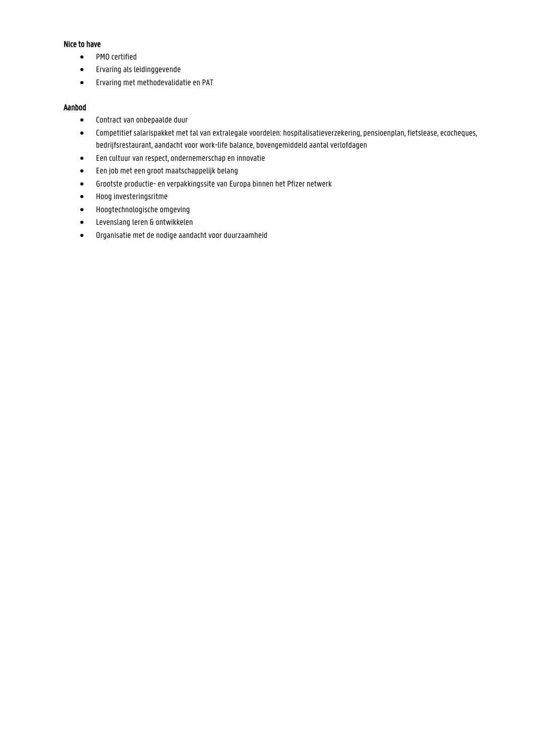**Nice to have**

- PMO certified
- Ervaring als leidinggevende
- Ervaring met methodevalidatie en PAT

**Aanbod**

- Contract van onbepaalde duur
- Competitief salarispakket met tal van extralegale voordelen: hospitalisatieverzekering, pensioenplan, fietslease, ecocheques, bedrijfsrestaurant, aandacht voor work-life balance, bovengemiddeld aantal verlofdagen
- Een cultuur van respect, ondernemerschap en innovatie
- Een job met een groot maatschappelijk belang
- Grootste productie- en verpakkingssite van Europa binnen het Pfizer netwerk
- Hoog investeringsritme
- Hoogtechnologische omgeving
- Levenslang leren & ontwikkelen
- Organisatie met de nodige aandacht voor duurzaamheid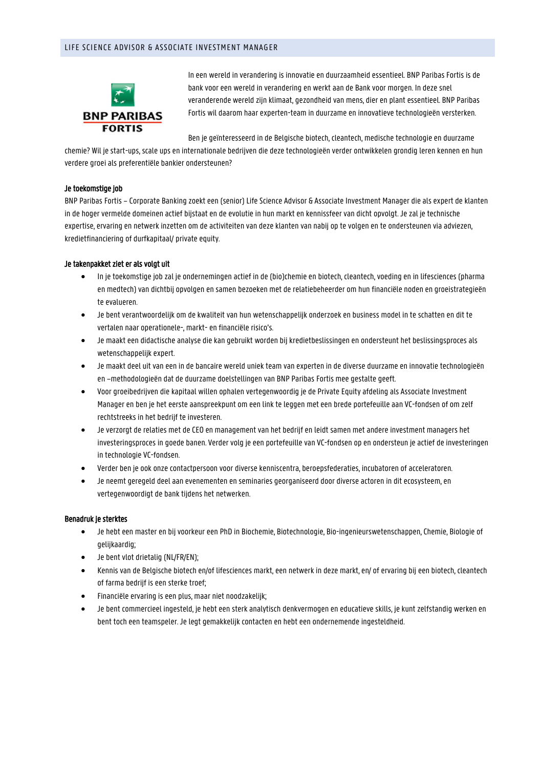## LIFE SCIENCE ADVISOR & ASSOCIATE INVESTMENT MANAGER

In een wereld in verandering is innovatie en duurzaamheid essentieel. BNP Paribas Fortis is de bank voor een wereld in verandering en werkt aan de Bank voor morgen. In deze snel veranderende wereld zijn klimaat, gezondheid van mens, dier en plant essentieel. BNP Paribas Fortis wil daarom haar experten-team in duurzame en innovatieve technologieën versterken.

Ben je geïnteresseerd in de Belgische biotech, cleantech, medische technologie en duurzame chemie? Wil je start-ups, scale ups en internationale bedrijven die deze technologieën verder ontwikkelen grondig leren kennen en hun verdere groei als preferentiële bankier ondersteunen?

**Je toekomstige job**

BNP Paribas Fortis – Corporate Banking zoekt een (senior) Life Science Advisor & Associate Investment Manager die als expert de klanten in de hoger vermelde domeinen actief bijstaat en de evolutie in hun markt en kennissfeer van dicht opvolgt. Je zal je technische expertise, ervaring en netwerk inzetten om de activiteiten van deze klanten van nabij op te volgen en te ondersteunen via adviezen, kredietfinanciering of durfkapitaal/ private equity.

**Je takenpakket ziet er als volgt uit**

- In je toekomstige job zal je ondernemingen actief in de (bio)chemie en biotech, cleantech, voeding en in lifesciences (pharma en medtech) van dichtbij opvolgen en samen bezoeken met de relatiebeheerder om hun financiële noden en groeistrategieën te evalueren.
- Je bent verantwoordelijk om de kwaliteit van hun wetenschappelijk onderzoek en business model in te schatten en dit te vertalen naar operationele-, markt- en financiële risico's.
- Je maakt een didactische analyse die kan gebruikt worden bij kredietbeslissingen en ondersteunt het beslissingsproces als wetenschappelijk expert.
- Je maakt deel uit van een in de bancaire wereld uniek team van experten in de diverse duurzame en innovatie technologieën en –methodologieën dat de duurzame doelstellingen van BNP Paribas Fortis mee gestalte geeft.
- Voor groeibedrijven die kapitaal willen ophalen vertegenwoordig je de Private Equity afdeling als Associate Investment Manager en ben je het eerste aanspreekpunt om een link te leggen met een brede portefeuille aan VC-fondsen of om zelf rechtstreeks in het bedrijf te investeren.
- Je verzorgt de relaties met de CEO en management van het bedrijf en leidt samen met andere investment managers het investeringsproces in goede banen. Verder volg je een portefeuille van VC-fondsen op en ondersteun je actief de investeringen in technologie VC-fondsen.
- Verder ben je ook onze contactpersoon voor diverse kenniscentra, beroepsfederaties, incubatoren of acceleratoren.
- Je neemt geregeld deel aan evenementen en seminaries georganiseerd door diverse actoren in dit ecosysteem, en vertegenwoordigt de bank tijdens het netwerken.

**Benadruk je sterktes**

- Je hebt een master en bij voorkeur een PhD in Biochemie, Biotechnologie, Bio-ingenieurswetenschappen, Chemie, Biologie of gelijkaardig;
- Je bent vlot drietalig (NL/FR/EN);
- Kennis van de Belgische biotech en/of lifesciences markt, een netwerk in deze markt, en/ of ervaring bij een biotech, cleantech of farma bedrijf is een sterke troef;
- Financiële ervaring is een plus, maar niet noodzakelijk;
- Je bent commercieel ingesteld, je hebt een sterk analytisch denkvermogen en educatieve skills, je kunt zelfstandig werken en bent toch een teamspeler. Je legt gemakkelijk contacten en hebt een ondernemende ingesteldheid.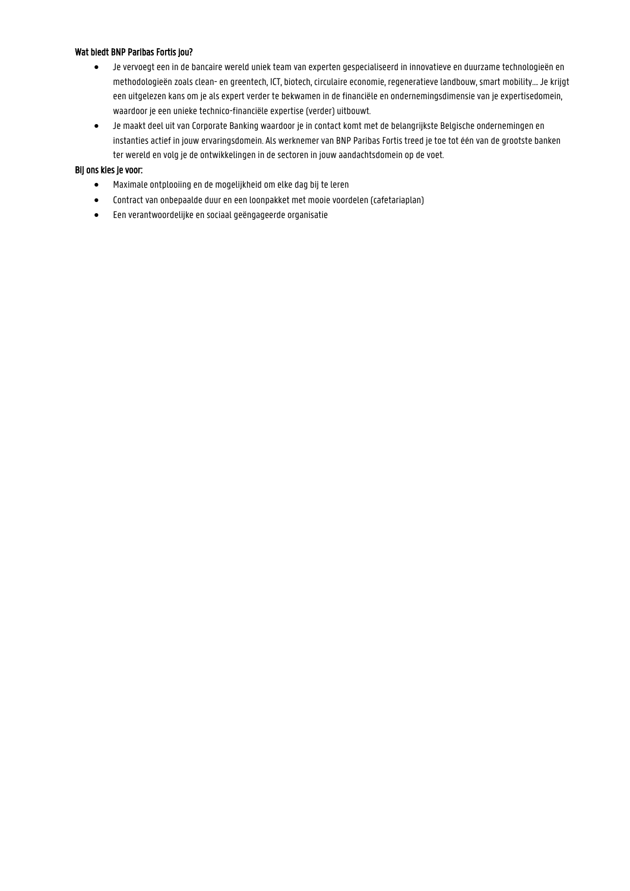**Wat biedt BNP Paribas Fortis jou?**

- Je vervoegt een in de bancaire wereld uniek team van experten gespecialiseerd in innovatieve en duurzame technologieën en methodologieën zoals clean- en greentech, ICT, biotech, circulaire economie, regeneratieve landbouw, smart mobility…. Je krijgt een uitgelezen kans om je als expert verder te bekwamen in de financiële en ondernemingsdimensie van je expertisedomein, waardoor je een unieke technico-financiële expertise (verder) uitbouwt.
- Je maakt deel uit van Corporate Banking waardoor je in contact komt met de belangrijkste Belgische ondernemingen en instanties actief in jouw ervaringsdomein. Als werknemer van BNP Paribas Fortis treed je toe tot één van de grootste banken ter wereld en volg je de ontwikkelingen in de sectoren in jouw aandachtsdomein op de voet.

**Bij ons kies je voor:**

- Maximale ontplooiing en de mogelijkheid om elke dag bij te leren
- Contract van onbepaalde duur en een loonpakket met mooie voordelen (cafetariaplan)
- Een verantwoordelijke en sociaal geëngageerde organisatie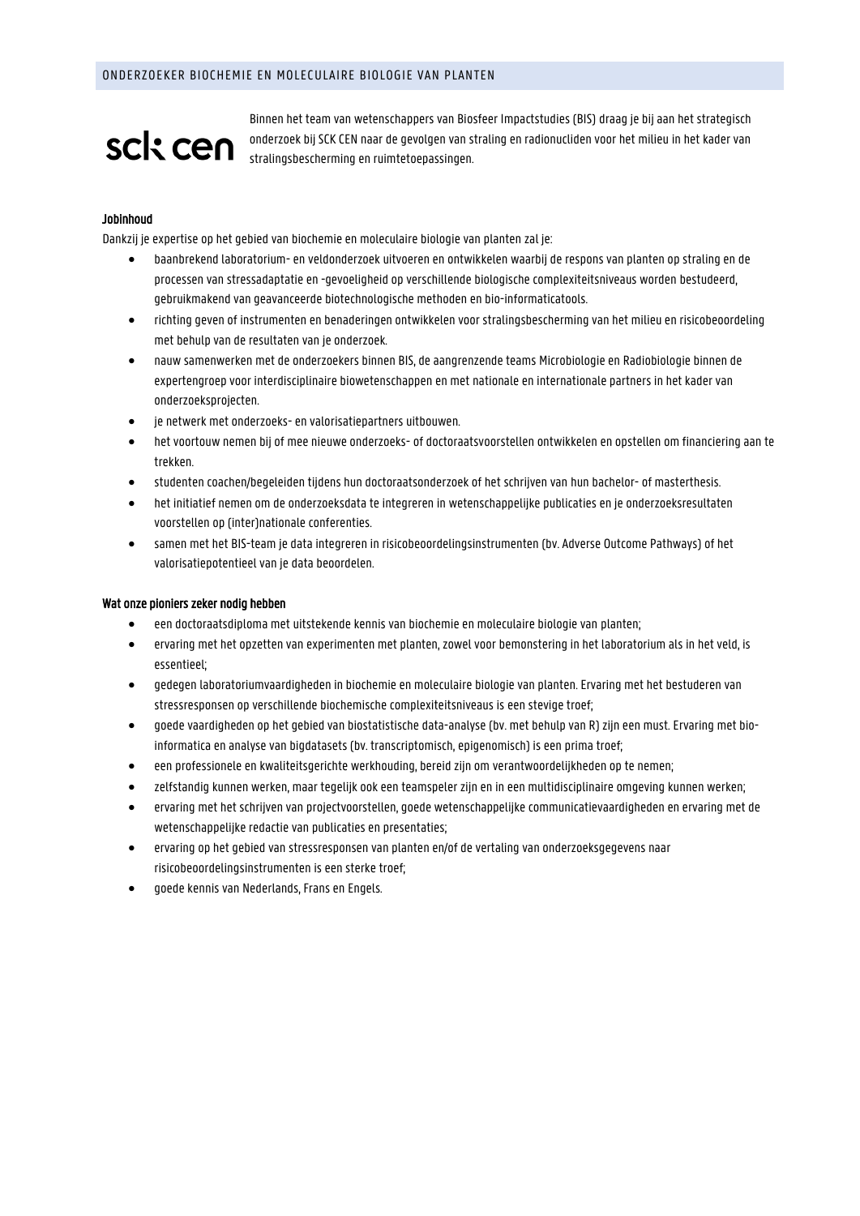## ONDERZOEKER BIOCHEMIE EN MOLECULAIRE BIOLOGIE VAN PLANTEN

sck cen

Binnen het team van wetenschappers van Biosfeer Impactstudies (BIS) draag je bij aan het strategisch onderzoek bij SCK CEN naar de gevolgen van straling en radionucliden voor het milieu in het kader van stralingsbescherming en ruimtetoepassingen.

**Jobinhoud**

Dankzij je expertise op het gebied van biochemie en moleculaire biologie van planten zal je:

- baanbrekend laboratorium- en veldonderzoek uitvoeren en ontwikkelen waarbij de respons van planten op straling en de processen van stressadaptatie en -gevoeligheid op verschillende biologische complexiteitsniveaus worden bestudeerd, gebruikmakend van geavanceerde biotechnologische methoden en bio-informaticatools.
- richting geven of instrumenten en benaderingen ontwikkelen voor stralingsbescherming van het milieu en risicobeoordeling met behulp van de resultaten van je onderzoek.
- nauw samenwerken met de onderzoekers binnen BIS, de aangrenzende teams Microbiologie en Radiobiologie binnen de expertengroep voor interdisciplinaire biowetenschappen en met nationale en internationale partners in het kader van onderzoeksprojecten.
- je netwerk met onderzoeks- en valorisatiepartners uitbouwen.
- het voortouw nemen bij of mee nieuwe onderzoeks- of doctoraatsvoorstellen ontwikkelen en opstellen om financiering aan te trekken.
- studenten coachen/begeleiden tijdens hun doctoraatsonderzoek of het schrijven van hun bachelor- of masterthesis.
- het initiatief nemen om de onderzoeksdata te integreren in wetenschappelijke publicaties en je onderzoeksresultaten voorstellen op (inter)nationale conferenties.
- samen met het BIS-team je data integreren in risicobeoordelingsinstrumenten (bv. Adverse Outcome Pathways) of het valorisatiepotentieel van je data beoordelen.

**Wat onze pioniers zeker nodig hebben**

- een doctoraatsdiploma met uitstekende kennis van biochemie en moleculaire biologie van planten;
- ervaring met het opzetten van experimenten met planten, zowel voor bemonstering in het laboratorium als in het veld, is essentieel;
- gedegen laboratoriumvaardigheden in biochemie en moleculaire biologie van planten. Ervaring met het bestuderen van stressresponsen op verschillende biochemische complexiteitsniveaus is een stevige troef;
- goede vaardigheden op het gebied van biostatistische data-analyse (bv. met behulp van R) zijn een must. Ervaring met bio-informatica en analyse van bigdatasets (bv. transcriptomisch, epigenomisch) is een prima troef;
- een professionele en kwaliteitsgerichte werkhouding, bereid zijn om verantwoordelijkheden op te nemen;
- zelfstandig kunnen werken, maar tegelijk ook een teamspeler zijn en in een multidisciplinaire omgeving kunnen werken;
- ervaring met het schrijven van projectvoorstellen, goede wetenschappelijke communicatievaardigheden en ervaring met de wetenschappelijke redactie van publicaties en presentaties;
- ervaring op het gebied van stressresponsen van planten en/of de vertaling van onderzoeksgegevens naar risicobeoordelingsinstrumenten is een sterke troef;
- goede kennis van Nederlands, Frans en Engels.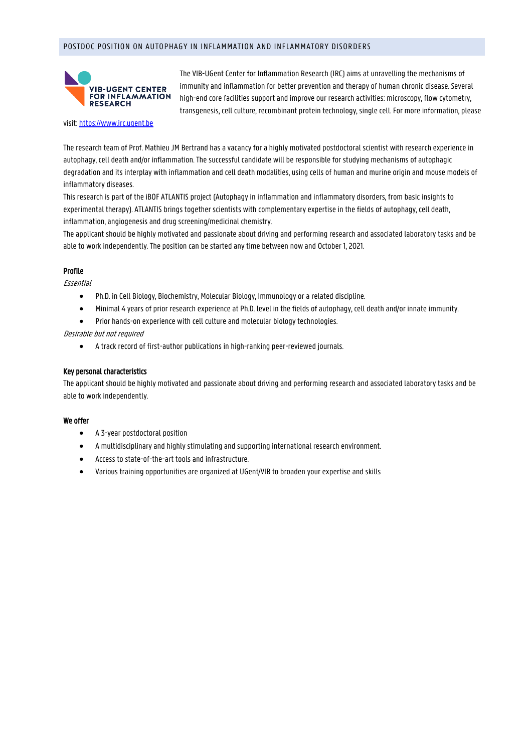# POSTDOC POSITION ON AUTOPHAGY IN INFLAMMATION AND INFLAMMATORY DISORDERS

VIB-UGENT CENTER FOR INFLAMMATION RESEARCH

The VIB-UGent Center for Inflammation Research (IRC) aims at unravelling the mechanisms of immunity and inflammation for better prevention and therapy of human chronic disease. Several high-end core facilities support and improve our research activities: microscopy, flow cytometry, transgenesis, cell culture, recombinant protein technology, single cell. For more information, please visit: [https://www.irc.ugent.be](https://www.irc.ugent.be)

The research team of Prof. Mathieu JM Bertrand has a vacancy for a highly motivated postdoctoral scientist with research experience in autophagy, cell death and/or inflammation. The successful candidate will be responsible for studying mechanisms of autophagic degradation and its interplay with inflammation and cell death modalities, using cells of human and murine origin and mouse models of inflammatory diseases.

This research is part of the iBOF ATLANTIS project (Autophagy in inflammation and inflammatory disorders, from basic insights to experimental therapy). ATLANTIS brings together scientists with complementary expertise in the fields of autophagy, cell death, inflammation, angiogenesis and drug screening/medicinal chemistry.

The applicant should be highly motivated and passionate about driving and performing research and associated laboratory tasks and be able to work independently. The position can be started any time between now and October 1, 2021.

### Profile

*Essential*

- Ph.D. in Cell Biology, Biochemistry, Molecular Biology, Immunology or a related discipline.
- Minimal 4 years of prior research experience at Ph.D. level in the fields of autophagy, cell death and/or innate immunity.
- Prior hands-on experience with cell culture and molecular biology technologies.

*Desirable but not required*

- A track record of first-author publications in high-ranking peer-reviewed journals.

### Key personal characteristics

The applicant should be highly motivated and passionate about driving and performing research and associated laboratory tasks and be able to work independently.

### We offer

- A 3-year postdoctoral position
- A multidisciplinary and highly stimulating and supporting international research environment.
- Access to state-of-the-art tools and infrastructure.
- Various training opportunities are organized at UGent/VIB to broaden your expertise and skills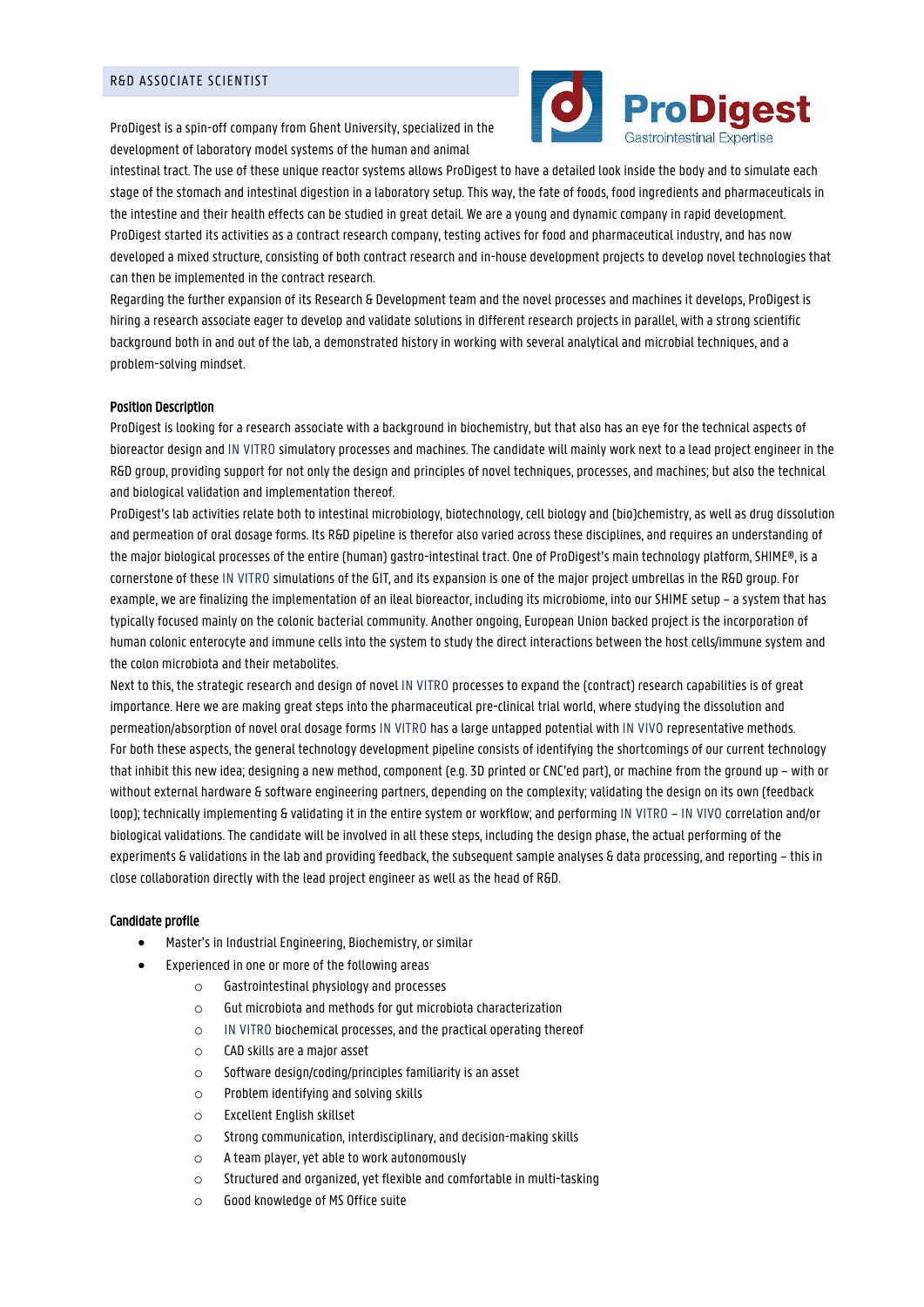## R&D ASSOCIATE SCIENTIST

ProDigest is a spin-off company from Ghent University, specialized in the development of laboratory model systems of the human and animal intestinal tract. The use of these unique reactor systems allows ProDigest to have a detailed look inside the body and to simulate each stage of the stomach and intestinal digestion in a laboratory setup. This way, the fate of foods, food ingredients and pharmaceuticals in the intestine and their health effects can be studied in great detail. We are a young and dynamic company in rapid development. ProDigest started its activities as a contract research company, testing actives for food and pharmaceutical industry, and has now developed a mixed structure, consisting of both contract research and in-house development projects to develop novel technologies that can then be implemented in the contract research.

Regarding the further expansion of its Research & Development team and the novel processes and machines it develops, ProDigest is hiring a research associate eager to develop and validate solutions in different research projects in parallel, with a strong scientific background both in and out of the lab, a demonstrated history in working with several analytical and microbial techniques, and a problem-solving mindset.

### Position Description

ProDigest is looking for a research associate with a background in biochemistry, but that also has an eye for the technical aspects of bioreactor design and IN VITRO simulatory processes and machines. The candidate will mainly work next to a lead project engineer in the R&D group, providing support for not only the design and principles of novel techniques, processes, and machines; but also the technical and biological validation and implementation thereof.

ProDigest's lab activities relate both to intestinal microbiology, biotechnology, cell biology and (bio)chemistry, as well as drug dissolution and permeation of oral dosage forms. Its R&D pipeline is therefor also varied across these disciplines, and requires an understanding of the major biological processes of the entire (human) gastro-intestinal tract. One of ProDigest's main technology platform, SHIME®, is a cornerstone of these IN VITRO simulations of the GIT, and its expansion is one of the major project umbrellas in the R&D group. For example, we are finalizing the implementation of an ileal bioreactor, including its microbiome, into our SHIME setup – a system that has typically focused mainly on the colonic bacterial community. Another ongoing, European Union backed project is the incorporation of human colonic enterocyte and immune cells into the system to study the direct interactions between the host cells/immune system and the colon microbiota and their metabolites.

Next to this, the strategic research and design of novel IN VITRO processes to expand the (contract) research capabilities is of great importance. Here we are making great steps into the pharmaceutical pre-clinical trial world, where studying the dissolution and permeation/absorption of novel oral dosage forms IN VITRO has a large untapped potential with IN VIVO representative methods.

For both these aspects, the general technology development pipeline consists of identifying the shortcomings of our current technology that inhibit this new idea; designing a new method, component (e.g. 3D printed or CNC'ed part), or machine from the ground up – with or without external hardware & software engineering partners, depending on the complexity; validating the design on its own (feedback loop); technically implementing & validating it in the entire system or workflow; and performing IN VITRO – IN VIVO correlation and/or biological validations. The candidate will be involved in all these steps, including the design phase, the actual performing of the experiments & validations in the lab and providing feedback, the subsequent sample analyses & data processing, and reporting – this in close collaboration directly with the lead project engineer as well as the head of R&D.

### Candidate profile

- Master's in Industrial Engineering, Biochemistry, or similar
- Experienced in one or more of the following areas
  - Gastrointestinal physiology and processes
  - Gut microbiota and methods for gut microbiota characterization
  - IN VITRO biochemical processes, and the practical operating thereof
  - CAD skills are a major asset
  - Software design/coding/principles familiarity is an asset
  - Problem identifying and solving skills
  - Excellent English skillset
  - Strong communication, interdisciplinary, and decision-making skills
  - A team player, yet able to work autonomously
  - Structured and organized, yet flexible and comfortable in multi-tasking
  - Good knowledge of MS Office suite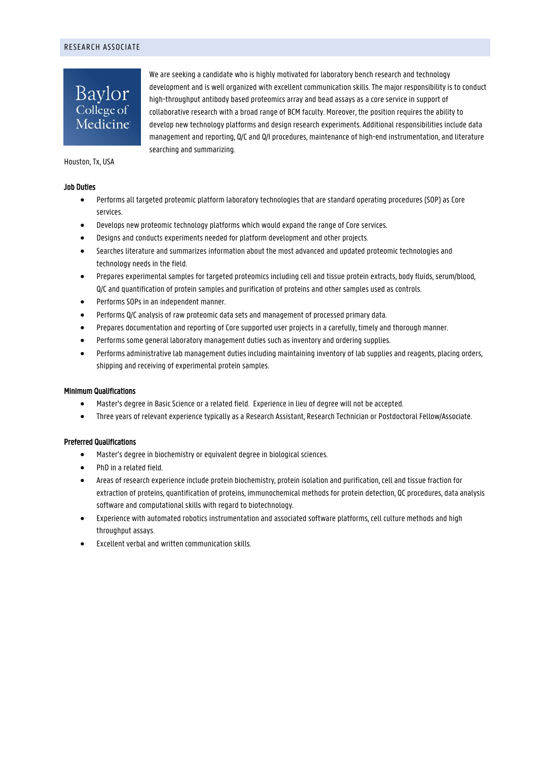## RESEARCH ASSOCIATE

Baylor College of Medicine

Houston, Tx, USA

We are seeking a candidate who is highly motivated for laboratory bench research and technology development and is well organized with excellent communication skills. The major responsibility is to conduct high-throughput antibody based proteomics array and bead assays as a core service in support of collaborative research with a broad range of BCM faculty. Moreover, the position requires the ability to develop new technology platforms and design research experiments. Additional responsibilities include data management and reporting, Q/C and Q/I procedures, maintenance of high-end instrumentation, and literature searching and summarizing.

**Job Duties**

- Performs all targeted proteomic platform laboratory technologies that are standard operating procedures (SOP) as Core services.
- Develops new proteomic technology platforms which would expand the range of Core services.
- Designs and conducts experiments needed for platform development and other projects.
- Searches literature and summarizes information about the most advanced and updated proteomic technologies and technology needs in the field.
- Prepares experimental samples for targeted proteomics including cell and tissue protein extracts, body fluids, serum/blood, Q/C and quantification of protein samples and purification of proteins and other samples used as controls.
- Performs SOPs in an independent manner.
- Performs Q/C analysis of raw proteomic data sets and management of processed primary data.
- Prepares documentation and reporting of Core supported user projects in a carefully, timely and thorough manner.
- Performs some general laboratory management duties such as inventory and ordering supplies.
- Performs administrative lab management duties including maintaining inventory of lab supplies and reagents, placing orders, shipping and receiving of experimental protein samples.

**Minimum Qualifications**

- Master's degree in Basic Science or a related field. Experience in lieu of degree will not be accepted.
- Three years of relevant experience typically as a Research Assistant, Research Technician or Postdoctoral Fellow/Associate.

**Preferred Qualifications**

- Master's degree in biochemistry or equivalent degree in biological sciences.
- PhD in a related field.
- Areas of research experience include protein biochemistry, protein isolation and purification, cell and tissue fraction for extraction of proteins, quantification of proteins, immunochemical methods for protein detection, QC procedures, data analysis software and computational skills with regard to biotechnology.
- Experience with automated robotics instrumentation and associated software platforms, cell culture methods and high throughput assays.
- Excellent verbal and written communication skills.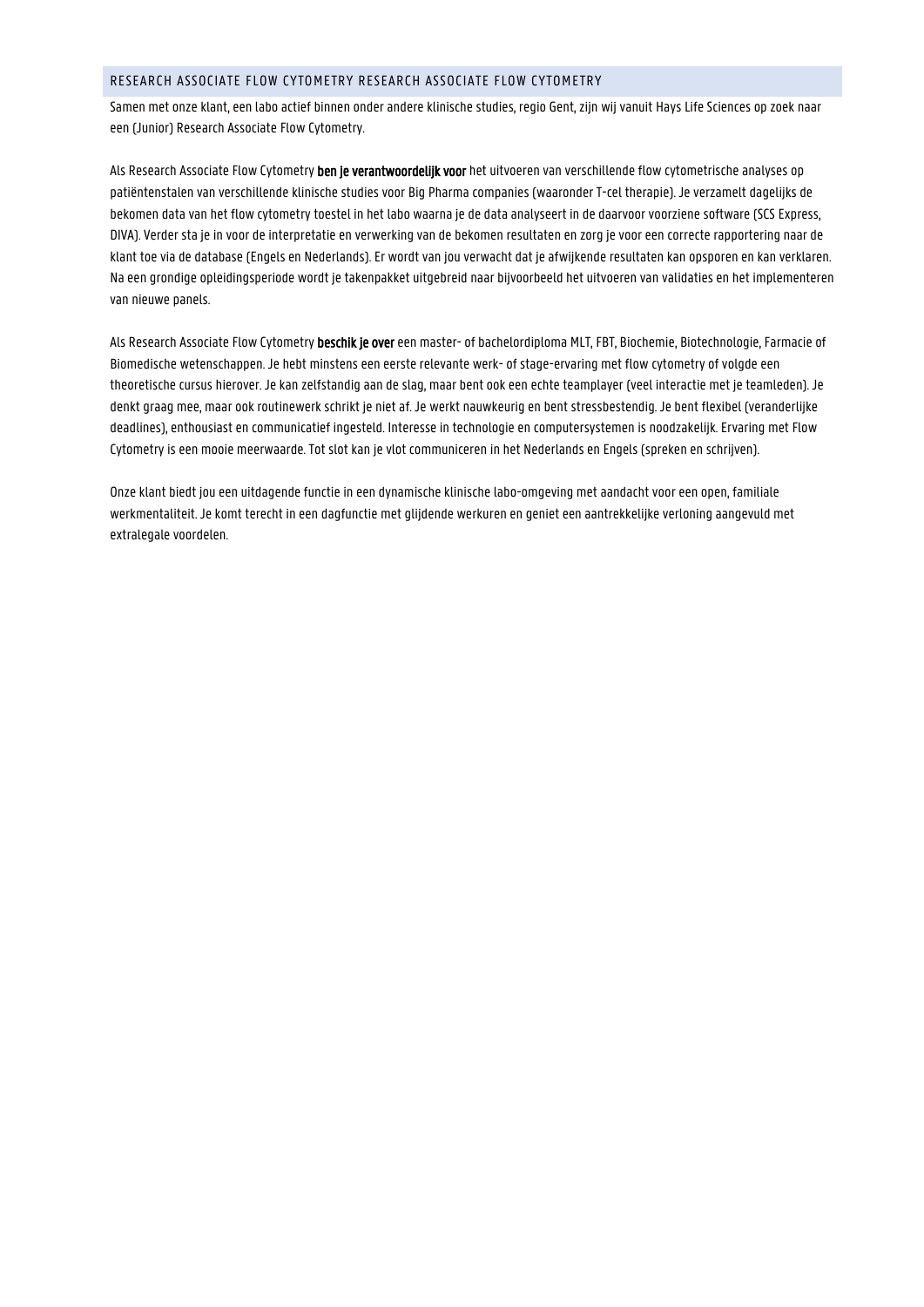## RESEARCH ASSOCIATE FLOW CYTOMETRY RESEARCH ASSOCIATE FLOW CYTOMETRY

Samen met onze klant, een labo actief binnen onder andere klinische studies, regio Gent, zijn wij vanuit Hays Life Sciences op zoek naar een (Junior) Research Associate Flow Cytometry.

Als Research Associate Flow Cytometry **ben je verantwoordelijk voor** het uitvoeren van verschillende flow cytometrische analyses op patiëntenstalen van verschillende klinische studies voor Big Pharma companies (waaronder T-cel therapie). Je verzamelt dagelijks de bekomen data van het flow cytometry toestel in het labo waarna je de data analyseert in de daarvoor voorziene software (SCS Express, DIVA). Verder sta je in voor de interpretatie en verwerking van de bekomen resultaten en zorg je voor een correcte rapportering naar de klant toe via de database (Engels en Nederlands). Er wordt van jou verwacht dat je afwijkende resultaten kan opsporen en kan verklaren. Na een grondige opleidingsperiode wordt je takenpakket uitgebreid naar bijvoorbeeld het uitvoeren van validaties en het implementeren van nieuwe panels.

Als Research Associate Flow Cytometry **beschik je over** een master- of bachelordiploma MLT, FBT, Biochemie, Biotechnologie, Farmacie of Biomedische wetenschappen. Je hebt minstens een eerste relevante werk- of stage-ervaring met flow cytometry of volgde een theoretische cursus hierover. Je kan zelfstandig aan de slag, maar bent ook een echte teamplayer (veel interactie met je teamleden). Je denkt graag mee, maar ook routinewerk schrikt je niet af. Je werkt nauwkeurig en bent stressbestendig. Je bent flexibel (veranderlijke deadlines), enthousiast en communicatief ingesteld. Interesse in technologie en computersystemen is noodzakelijk. Ervaring met Flow Cytometry is een mooie meerwaarde. Tot slot kan je vlot communiceren in het Nederlands en Engels (spreken en schrijven).

Onze klant biedt jou een uitdagende functie in een dynamische klinische labo-omgeving met aandacht voor een open, familiale werkmentaliteit. Je komt terecht in een dagfunctie met glijdende werkuren en geniet een aantrekkelijke verloning aangevuld met extralegale voordelen.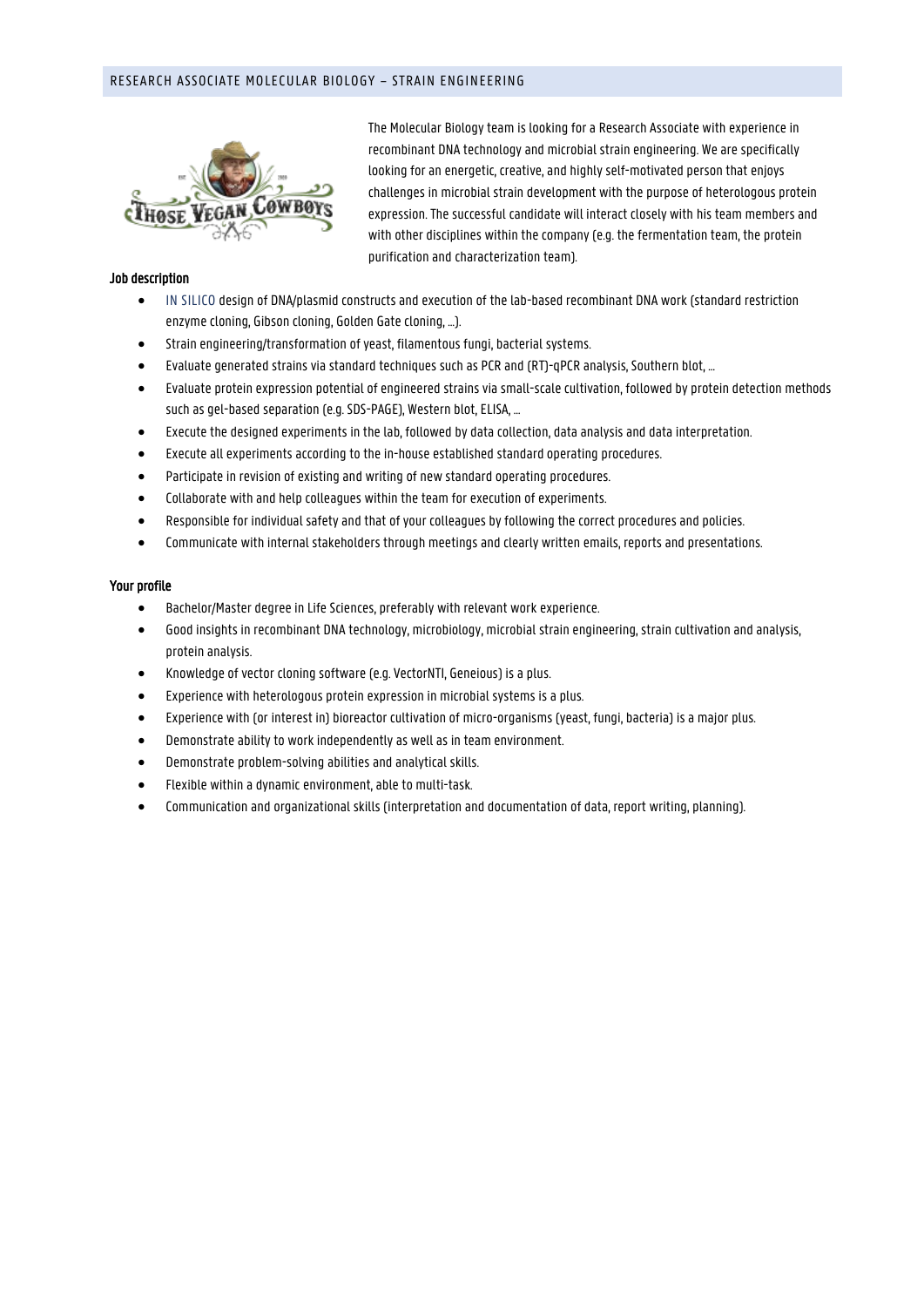## RESEARCH ASSOCIATE MOLECULAR BIOLOGY – STRAIN ENGINEERING

The Molecular Biology team is looking for a Research Associate with experience in recombinant DNA technology and microbial strain engineering. We are specifically looking for an energetic, creative, and highly self-motivated person that enjoys challenges in microbial strain development with the purpose of heterologous protein expression. The successful candidate will interact closely with his team members and with other disciplines within the company (e.g. the fermentation team, the protein purification and characterization team).

**Job description**

- IN SILICO design of DNA/plasmid constructs and execution of the lab-based recombinant DNA work (standard restriction enzyme cloning, Gibson cloning, Golden Gate cloning, …).
- Strain engineering/transformation of yeast, filamentous fungi, bacterial systems.
- Evaluate generated strains via standard techniques such as PCR and (RT)-qPCR analysis, Southern blot, …
- Evaluate protein expression potential of engineered strains via small-scale cultivation, followed by protein detection methods such as gel-based separation (e.g. SDS-PAGE), Western blot, ELISA, …
- Execute the designed experiments in the lab, followed by data collection, data analysis and data interpretation.
- Execute all experiments according to the in-house established standard operating procedures.
- Participate in revision of existing and writing of new standard operating procedures.
- Collaborate with and help colleagues within the team for execution of experiments.
- Responsible for individual safety and that of your colleagues by following the correct procedures and policies.
- Communicate with internal stakeholders through meetings and clearly written emails, reports and presentations.

**Your profile**

- Bachelor/Master degree in Life Sciences, preferably with relevant work experience.
- Good insights in recombinant DNA technology, microbiology, microbial strain engineering, strain cultivation and analysis, protein analysis.
- Knowledge of vector cloning software (e.g. VectorNTI, Geneious) is a plus.
- Experience with heterologous protein expression in microbial systems is a plus.
- Experience with (or interest in) bioreactor cultivation of micro-organisms (yeast, fungi, bacteria) is a major plus.
- Demonstrate ability to work independently as well as in team environment.
- Demonstrate problem-solving abilities and analytical skills.
- Flexible within a dynamic environment, able to multi-task.
- Communication and organizational skills (interpretation and documentation of data, report writing, planning).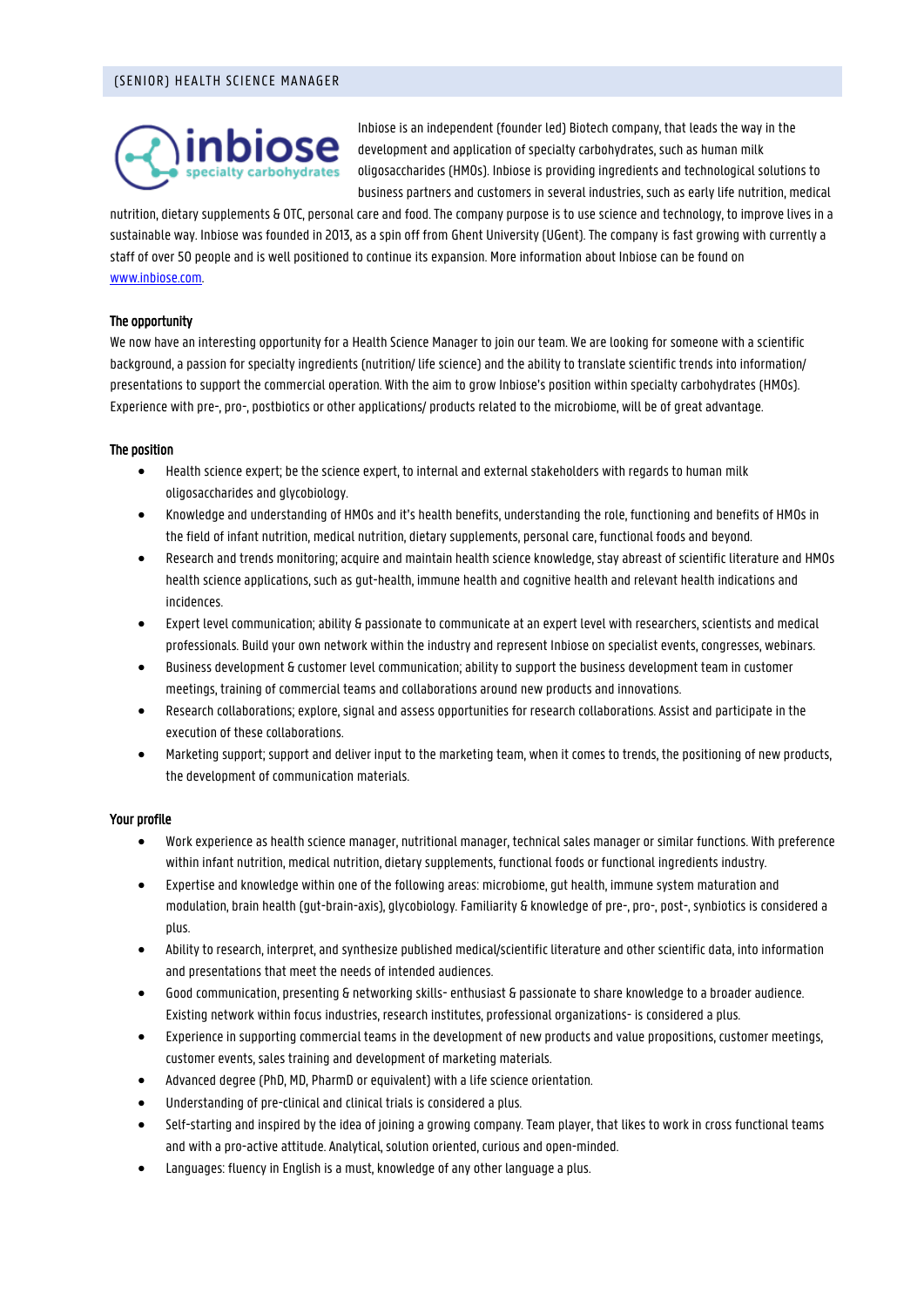## (SENIOR) HEALTH SCIENCE MANAGER

Inbiose is an independent (founder led) Biotech company, that leads the way in the development and application of specialty carbohydrates, such as human milk oligosaccharides (HMOs). Inbiose is providing ingredients and technological solutions to business partners and customers in several industries, such as early life nutrition, medical nutrition, dietary supplements & OTC, personal care and food. The company purpose is to use science and technology, to improve lives in a sustainable way. Inbiose was founded in 2013, as a spin off from Ghent University (UGent). The company is fast growing with currently a staff of over 50 people and is well positioned to continue its expansion. More information about Inbiose can be found on www.inbiose.com.

**The opportunity**

We now have an interesting opportunity for a Health Science Manager to join our team. We are looking for someone with a scientific background, a passion for specialty ingredients (nutrition/ life science) and the ability to translate scientific trends into information/ presentations to support the commercial operation. With the aim to grow Inbiose's position within specialty carbohydrates (HMOs). Experience with pre-, pro-, postbiotics or other applications/ products related to the microbiome, will be of great advantage.

**The position**

- Health science expert; be the science expert, to internal and external stakeholders with regards to human milk oligosaccharides and glycobiology.
- Knowledge and understanding of HMOs and it's health benefits, understanding the role, functioning and benefits of HMOs in the field of infant nutrition, medical nutrition, dietary supplements, personal care, functional foods and beyond.
- Research and trends monitoring; acquire and maintain health science knowledge, stay abreast of scientific literature and HMOs health science applications, such as gut-health, immune health and cognitive health and relevant health indications and incidences.
- Expert level communication; ability & passionate to communicate at an expert level with researchers, scientists and medical professionals. Build your own network within the industry and represent Inbiose on specialist events, congresses, webinars.
- Business development & customer level communication; ability to support the business development team in customer meetings, training of commercial teams and collaborations around new products and innovations.
- Research collaborations; explore, signal and assess opportunities for research collaborations. Assist and participate in the execution of these collaborations.
- Marketing support; support and deliver input to the marketing team, when it comes to trends, the positioning of new products, the development of communication materials.

**Your profile**

- Work experience as health science manager, nutritional manager, technical sales manager or similar functions. With preference within infant nutrition, medical nutrition, dietary supplements, functional foods or functional ingredients industry.
- Expertise and knowledge within one of the following areas: microbiome, gut health, immune system maturation and modulation, brain health (gut-brain-axis), glycobiology. Familiarity & knowledge of pre-, pro-, post-, synbiotics is considered a plus.
- Ability to research, interpret, and synthesize published medical/scientific literature and other scientific data, into information and presentations that meet the needs of intended audiences.
- Good communication, presenting & networking skills- enthusiast & passionate to share knowledge to a broader audience. Existing network within focus industries, research institutes, professional organizations- is considered a plus.
- Experience in supporting commercial teams in the development of new products and value propositions, customer meetings, customer events, sales training and development of marketing materials.
- Advanced degree (PhD, MD, PharmD or equivalent) with a life science orientation.
- Understanding of pre-clinical and clinical trials is considered a plus.
- Self-starting and inspired by the idea of joining a growing company. Team player, that likes to work in cross functional teams and with a pro-active attitude. Analytical, solution oriented, curious and open-minded.
- Languages: fluency in English is a must, knowledge of any other language a plus.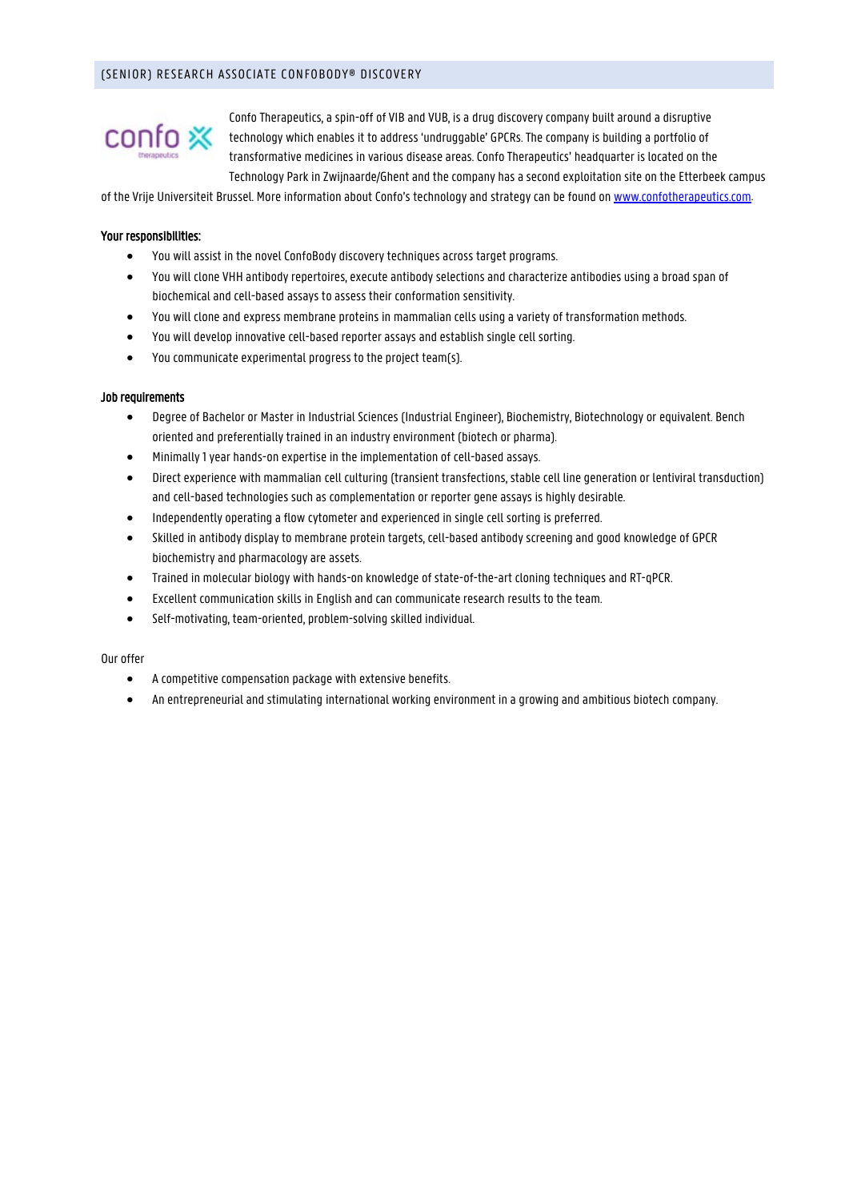## (SENIOR) RESEARCH ASSOCIATE CONFOBODY® DISCOVERY

Confo Therapeutics, a spin-off of VIB and VUB, is a drug discovery company built around a disruptive technology which enables it to address 'undruggable' GPCRs. The company is building a portfolio of transformative medicines in various disease areas. Confo Therapeutics' headquarter is located on the Technology Park in Zwijnaarde/Ghent and the company has a second exploitation site on the Etterbeek campus of the Vrije Universiteit Brussel. More information about Confo's technology and strategy can be found on www.confotherapeutics.com.

**Your responsibilities:**

- You will assist in the novel ConfoBody discovery techniques across target programs.
- You will clone VHH antibody repertoires, execute antibody selections and characterize antibodies using a broad span of biochemical and cell-based assays to assess their conformation sensitivity.
- You will clone and express membrane proteins in mammalian cells using a variety of transformation methods.
- You will develop innovative cell-based reporter assays and establish single cell sorting.
- You communicate experimental progress to the project team(s).

**Job requirements**

- Degree of Bachelor or Master in Industrial Sciences (Industrial Engineer), Biochemistry, Biotechnology or equivalent. Bench oriented and preferentially trained in an industry environment (biotech or pharma).
- Minimally 1 year hands-on expertise in the implementation of cell-based assays.
- Direct experience with mammalian cell culturing (transient transfections, stable cell line generation or lentiviral transduction) and cell-based technologies such as complementation or reporter gene assays is highly desirable.
- Independently operating a flow cytometer and experienced in single cell sorting is preferred.
- Skilled in antibody display to membrane protein targets, cell-based antibody screening and good knowledge of GPCR biochemistry and pharmacology are assets.
- Trained in molecular biology with hands-on knowledge of state-of-the-art cloning techniques and RT-qPCR.
- Excellent communication skills in English and can communicate research results to the team.
- Self-motivating, team-oriented, problem-solving skilled individual.

Our offer

- A competitive compensation package with extensive benefits.
- An entrepreneurial and stimulating international working environment in a growing and ambitious biotech company.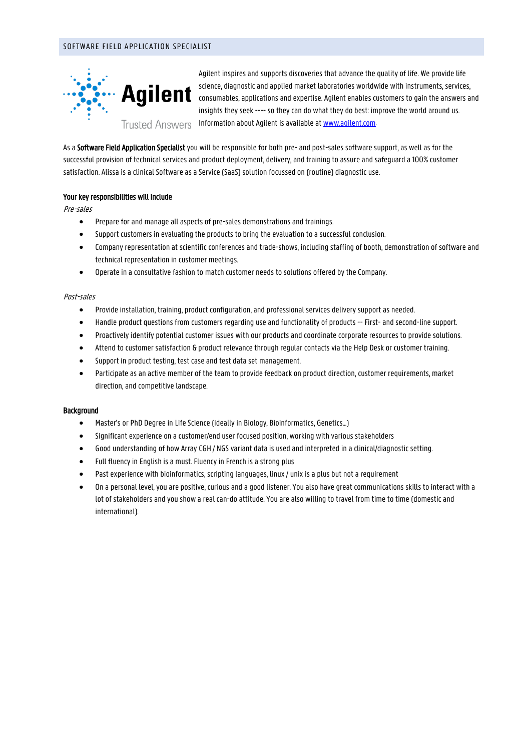# SOFTWARE FIELD APPLICATION SPECIALIST

Agilent

Trusted Answers

Agilent inspires and supports discoveries that advance the quality of life. We provide life science, diagnostic and applied market laboratories worldwide with instruments, services, consumables, applications and expertise. Agilent enables customers to gain the answers and insights they seek ---- so they can do what they do best: improve the world around us. Information about Agilent is available at [www.agilent.com](http://www.agilent.com).

As a **Software Field Application Specialist** you will be responsible for both pre- and post-sales software support, as well as for the successful provision of technical services and product deployment, delivery, and training to assure and safeguard a 100% customer satisfaction. Alissa is a clinical Software as a Service (SaaS) solution focussed on (routine) diagnostic use.

**Your key responsibilities will include**

*Pre-sales*

- Prepare for and manage all aspects of pre-sales demonstrations and trainings.
- Support customers in evaluating the products to bring the evaluation to a successful conclusion.
- Company representation at scientific conferences and trade-shows, including staffing of booth, demonstration of software and technical representation in customer meetings.
- Operate in a consultative fashion to match customer needs to solutions offered by the Company.

*Post-sales*

- Provide installation, training, product configuration, and professional services delivery support as needed.
- Handle product questions from customers regarding use and functionality of products -- First- and second-line support.
- Proactively identify potential customer issues with our products and coordinate corporate resources to provide solutions.
- Attend to customer satisfaction & product relevance through regular contacts via the Help Desk or customer training.
- Support in product testing, test case and test data set management.
- Participate as an active member of the team to provide feedback on product direction, customer requirements, market direction, and competitive landscape.

**Background**

- Master's or PhD Degree in Life Science (ideally in Biology, Bioinformatics, Genetics…)
- Significant experience on a customer/end user focused position, working with various stakeholders
- Good understanding of how Array CGH / NGS variant data is used and interpreted in a clinical/diagnostic setting.
- Full fluency in English is a must. Fluency in French is a strong plus
- Past experience with bioinformatics, scripting languages, linux / unix is a plus but not a requirement
- On a personal level, you are positive, curious and a good listener. You also have great communications skills to interact with a lot of stakeholders and you show a real can-do attitude. You are also willing to travel from time to time (domestic and international).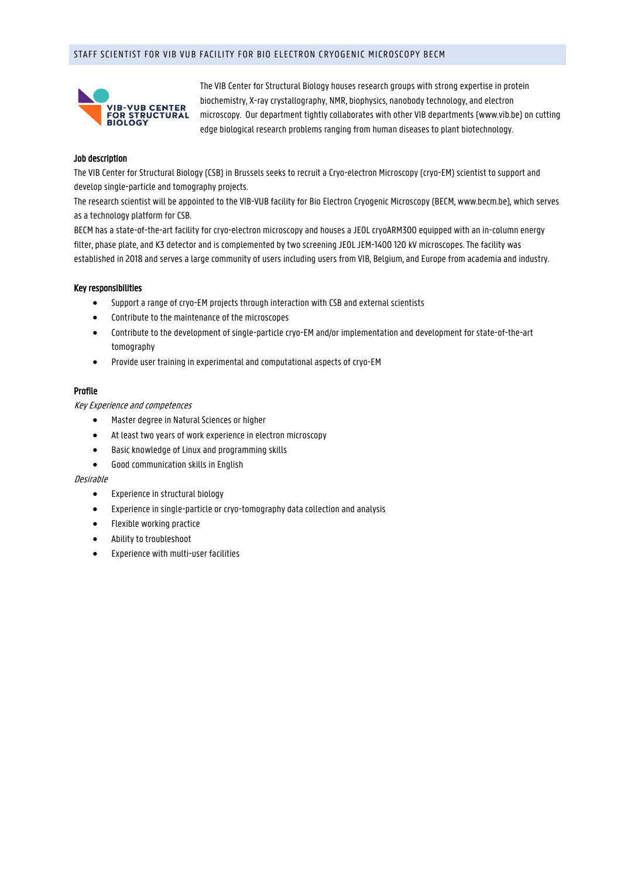## STAFF SCIENTIST FOR VIB VUB FACILITY FOR BIO ELECTRON CRYOGENIC MICROSCOPY BECM

VIB-VUB CENTER FOR STRUCTURAL BIOLOGY

The VIB Center for Structural Biology houses research groups with strong expertise in protein biochemistry, X-ray crystallography, NMR, biophysics, nanobody technology, and electron microscopy. Our department tightly collaborates with other VIB departments (www.vib.be) on cutting edge biological research problems ranging from human diseases to plant biotechnology.

### Job description

The VIB Center for Structural Biology (CSB) in Brussels seeks to recruit a Cryo-electron Microscopy (cryo-EM) scientist to support and develop single-particle and tomography projects.

The research scientist will be appointed to the VIB-VUB facility for Bio Electron Cryogenic Microscopy (BECM, www.becm.be), which serves as a technology platform for CSB.

BECM has a state-of-the-art facility for cryo-electron microscopy and houses a JEOL cryoARM300 equipped with an in-column energy filter, phase plate, and K3 detector and is complemented by two screening JEOL JEM-1400 120 kV microscopes. The facility was established in 2018 and serves a large community of users including users from VIB, Belgium, and Europe from academia and industry.

### Key responsibilities

- Support a range of cryo-EM projects through interaction with CSB and external scientists
- Contribute to the maintenance of the microscopes
- Contribute to the development of single-particle cryo-EM and/or implementation and development for state-of-the-art tomography
- Provide user training in experimental and computational aspects of cryo-EM

### Profile

*Key Experience and competences*

- Master degree in Natural Sciences or higher
- At least two years of work experience in electron microscopy
- Basic knowledge of Linux and programming skills
- Good communication skills in English

*Desirable*

- Experience in structural biology
- Experience in single-particle or cryo-tomography data collection and analysis
- Flexible working practice
- Ability to troubleshoot
- Experience with multi-user facilities